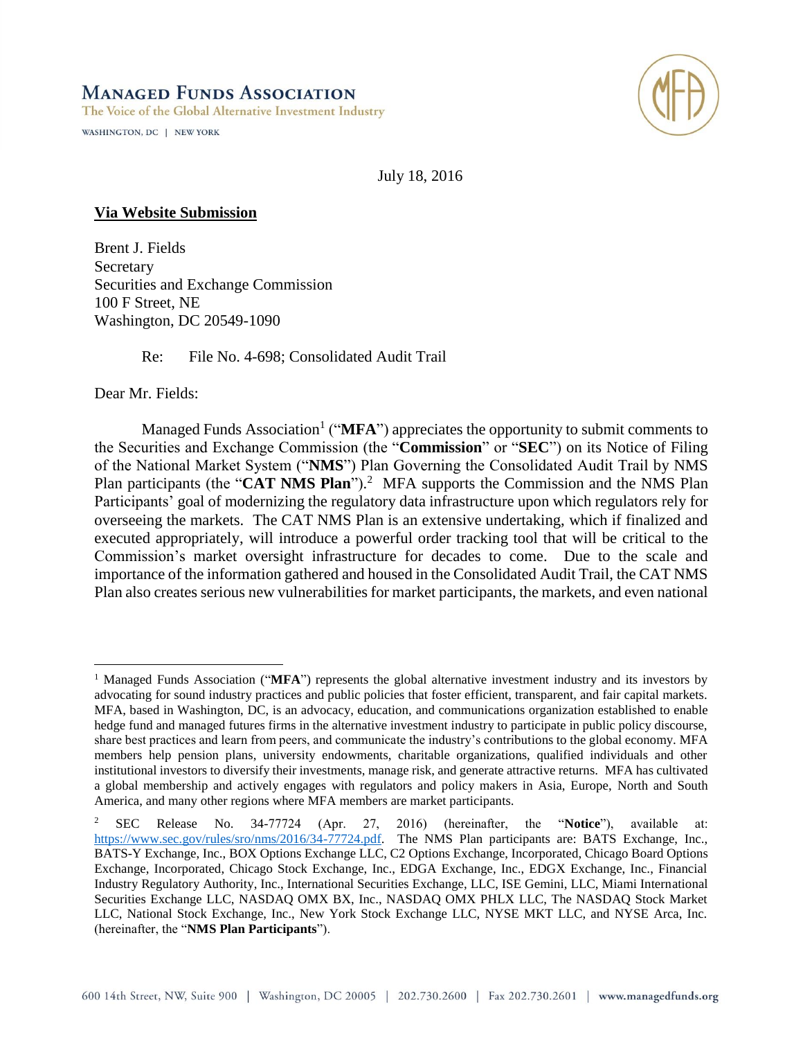# MANAGED FUNDS ASSOCIATION

The Voice of the Global Alternative Investment Industry

WASHINGTON, DC | NEW YORK

July 18, 2016

**Via Website Submission**

Brent J. Fields
Secretary
Securities and Exchange Commission
100 F Street, NE
Washington, DC 20549-1090

Re: File No. 4-698; Consolidated Audit Trail

Dear Mr. Fields:

Managed Funds Association[1] ("**MFA**") appreciates the opportunity to submit comments to the Securities and Exchange Commission (the "**Commission**" or "**SEC**") on its Notice of Filing of the National Market System ("**NMS**") Plan Governing the Consolidated Audit Trail by NMS Plan participants (the "**CAT NMS Plan**").[2] MFA supports the Commission and the NMS Plan Participants' goal of modernizing the regulatory data infrastructure upon which regulators rely for overseeing the markets. The CAT NMS Plan is an extensive undertaking, which if finalized and executed appropriately, will introduce a powerful order tracking tool that will be critical to the Commission's market oversight infrastructure for decades to come. Due to the scale and importance of the information gathered and housed in the Consolidated Audit Trail, the CAT NMS Plan also creates serious new vulnerabilities for market participants, the markets, and even national

---

[1] Managed Funds Association ("**MFA**") represents the global alternative investment industry and its investors by advocating for sound industry practices and public policies that foster efficient, transparent, and fair capital markets. MFA, based in Washington, DC, is an advocacy, education, and communications organization established to enable hedge fund and managed futures firms in the alternative investment industry to participate in public policy discourse, share best practices and learn from peers, and communicate the industry's contributions to the global economy. MFA members help pension plans, university endowments, charitable organizations, qualified individuals and other institutional investors to diversify their investments, manage risk, and generate attractive returns. MFA has cultivated a global membership and actively engages with regulators and policy makers in Asia, Europe, North and South America, and many other regions where MFA members are market participants.

[2] SEC Release No. 34-77724 (Apr. 27, 2016) (hereinafter, the "**Notice**"), available at: https://www.sec.gov/rules/sro/nms/2016/34-77724.pdf. The NMS Plan participants are: BATS Exchange, Inc., BATS-Y Exchange, Inc., BOX Options Exchange LLC, C2 Options Exchange, Incorporated, Chicago Board Options Exchange, Incorporated, Chicago Stock Exchange, Inc., EDGA Exchange, Inc., EDGX Exchange, Inc., Financial Industry Regulatory Authority, Inc., International Securities Exchange, LLC, ISE Gemini, LLC, Miami International Securities Exchange LLC, NASDAQ OMX BX, Inc., NASDAQ OMX PHLX LLC, The NASDAQ Stock Market LLC, National Stock Exchange, Inc., New York Stock Exchange LLC, NYSE MKT LLC, and NYSE Arca, Inc. (hereinafter, the "**NMS Plan Participants**").

600 14th Street, NW, Suite 900 | Washington, DC 20005 | 202.730.2600 | Fax 202.730.2601 | www.managedfunds.org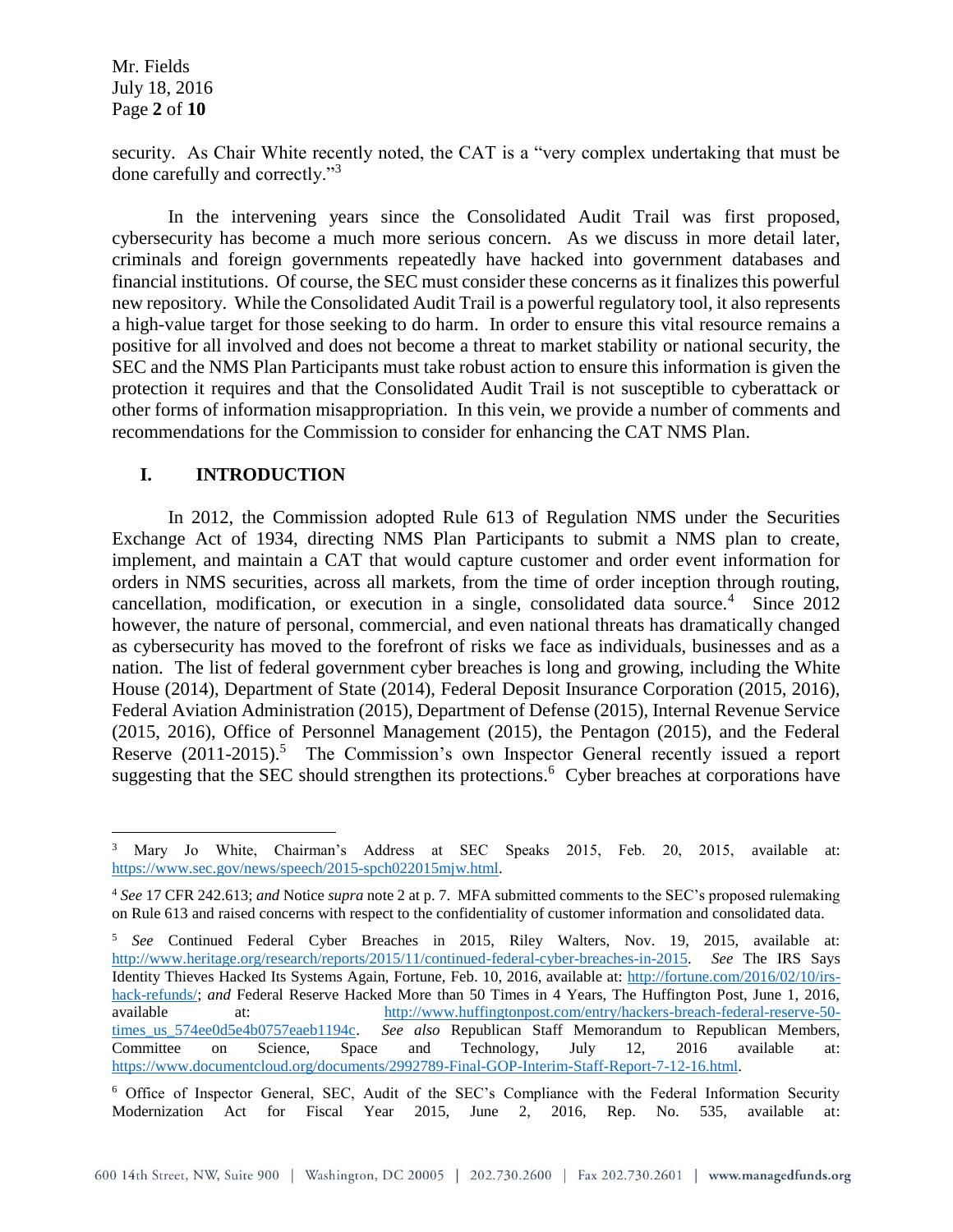security. As Chair White recently noted, the CAT is a "very complex undertaking that must be done carefully and correctly."[3]

In the intervening years since the Consolidated Audit Trail was first proposed, cybersecurity has become a much more serious concern. As we discuss in more detail later, criminals and foreign governments repeatedly have hacked into government databases and financial institutions. Of course, the SEC must consider these concerns as it finalizes this powerful new repository. While the Consolidated Audit Trail is a powerful regulatory tool, it also represents a high-value target for those seeking to do harm. In order to ensure this vital resource remains a positive for all involved and does not become a threat to market stability or national security, the SEC and the NMS Plan Participants must take robust action to ensure this information is given the protection it requires and that the Consolidated Audit Trail is not susceptible to cyberattack or other forms of information misappropriation. In this vein, we provide a number of comments and recommendations for the Commission to consider for enhancing the CAT NMS Plan.

## I. INTRODUCTION

In 2012, the Commission adopted Rule 613 of Regulation NMS under the Securities Exchange Act of 1934, directing NMS Plan Participants to submit a NMS plan to create, implement, and maintain a CAT that would capture customer and order event information for orders in NMS securities, across all markets, from the time of order inception through routing, cancellation, modification, or execution in a single, consolidated data source.[4] Since 2012 however, the nature of personal, commercial, and even national threats has dramatically changed as cybersecurity has moved to the forefront of risks we face as individuals, businesses and as a nation. The list of federal government cyber breaches is long and growing, including the White House (2014), Department of State (2014), Federal Deposit Insurance Corporation (2015, 2016), Federal Aviation Administration (2015), Department of Defense (2015), Internal Revenue Service (2015, 2016), Office of Personnel Management (2015), the Pentagon (2015), and the Federal Reserve (2011-2015).[5] The Commission's own Inspector General recently issued a report suggesting that the SEC should strengthen its protections.[6] Cyber breaches at corporations have

---

[3] Mary Jo White, Chairman's Address at SEC Speaks 2015, Feb. 20, 2015, available at: https://www.sec.gov/news/speech/2015-spch022015mjw.html.

[4] *See* 17 CFR 242.613; *and* Notice *supra* note 2 at p. 7. MFA submitted comments to the SEC's proposed rulemaking on Rule 613 and raised concerns with respect to the confidentiality of customer information and consolidated data.

[5] *See* Continued Federal Cyber Breaches in 2015, Riley Walters, Nov. 19, 2015, available at: http://www.heritage.org/research/reports/2015/11/continued-federal-cyber-breaches-in-2015. *See* The IRS Says Identity Thieves Hacked Its Systems Again, Fortune, Feb. 10, 2016, available at: http://fortune.com/2016/02/10/irs-hack-refunds/; *and* Federal Reserve Hacked More than 50 Times in 4 Years, The Huffington Post, June 1, 2016, available at: http://www.huffingtonpost.com/entry/hackers-breach-federal-reserve-50-times_us_574ee0d5e4b0757eaeb1194c. *See also* Republican Staff Memorandum to Republican Members, Committee on Science, Space and Technology, July 12, 2016 available at: https://www.documentcloud.org/documents/2992789-Final-GOP-Interim-Staff-Report-7-12-16.html.

[6] Office of Inspector General, SEC, Audit of the SEC's Compliance with the Federal Information Security Modernization Act for Fiscal Year 2015, June 2, 2016, Rep. No. 535, available at: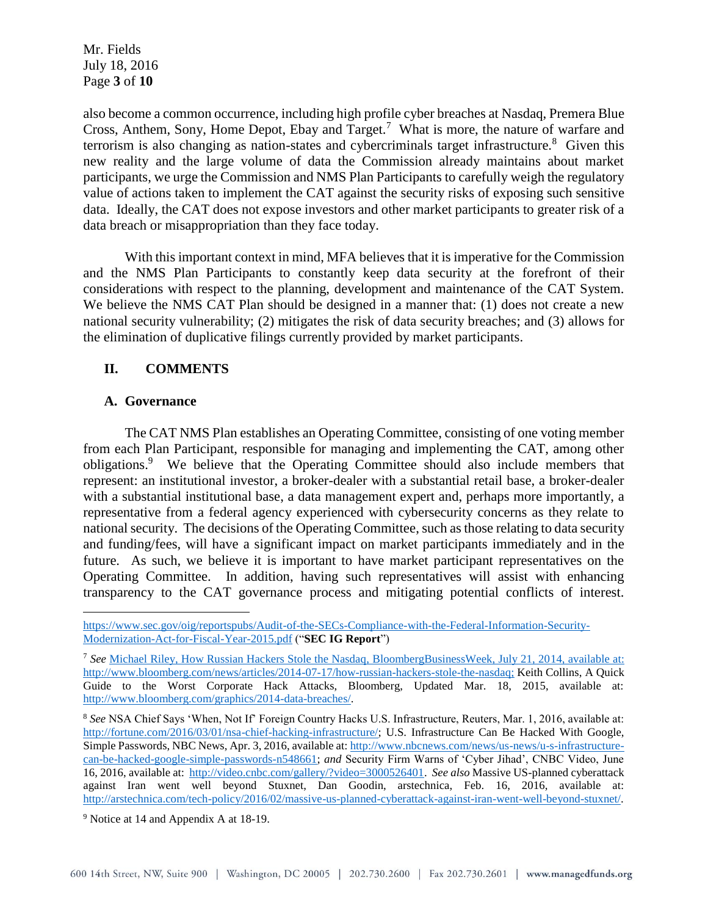also become a common occurrence, including high profile cyber breaches at Nasdaq, Premera Blue Cross, Anthem, Sony, Home Depot, Ebay and Target.[7] What is more, the nature of warfare and terrorism is also changing as nation-states and cybercriminals target infrastructure.[8] Given this new reality and the large volume of data the Commission already maintains about market participants, we urge the Commission and NMS Plan Participants to carefully weigh the regulatory value of actions taken to implement the CAT against the security risks of exposing such sensitive data. Ideally, the CAT does not expose investors and other market participants to greater risk of a data breach or misappropriation than they face today.

With this important context in mind, MFA believes that it is imperative for the Commission and the NMS Plan Participants to constantly keep data security at the forefront of their considerations with respect to the planning, development and maintenance of the CAT System. We believe the NMS CAT Plan should be designed in a manner that: (1) does not create a new national security vulnerability; (2) mitigates the risk of data security breaches; and (3) allows for the elimination of duplicative filings currently provided by market participants.

## II. COMMENTS

### A. Governance

The CAT NMS Plan establishes an Operating Committee, consisting of one voting member from each Plan Participant, responsible for managing and implementing the CAT, among other obligations.[9] We believe that the Operating Committee should also include members that represent: an institutional investor, a broker-dealer with a substantial retail base, a broker-dealer with a substantial institutional base, a data management expert and, perhaps more importantly, a representative from a federal agency experienced with cybersecurity concerns as they relate to national security. The decisions of the Operating Committee, such as those relating to data security and funding/fees, will have a significant impact on market participants immediately and in the future. As such, we believe it is important to have market participant representatives on the Operating Committee. In addition, having such representatives will assist with enhancing transparency to the CAT governance process and mitigating potential conflicts of interest.

---

https://www.sec.gov/oig/reportspubs/Audit-of-the-SECs-Compliance-with-the-Federal-Information-Security-Modernization-Act-for-Fiscal-Year-2015.pdf ("**SEC IG Report**")

[7] *See* Michael Riley, How Russian Hackers Stole the Nasdaq, BloombergBusinessWeek, July 21, 2014, available at: http://www.bloomberg.com/news/articles/2014-07-17/how-russian-hackers-stole-the-nasdaq; Keith Collins, A Quick Guide to the Worst Corporate Hack Attacks, Bloomberg, Updated Mar. 18, 2015, available at: http://www.bloomberg.com/graphics/2014-data-breaches/.

[8] *See* NSA Chief Says 'When, Not If' Foreign Country Hacks U.S. Infrastructure, Reuters, Mar. 1, 2016, available at: http://fortune.com/2016/03/01/nsa-chief-hacking-infrastructure/; U.S. Infrastructure Can Be Hacked With Google, Simple Passwords, NBC News, Apr. 3, 2016, available at: http://www.nbcnews.com/news/us-news/u-s-infrastructure-can-be-hacked-google-simple-passwords-n548661; *and* Security Firm Warns of 'Cyber Jihad', CNBC Video, June 16, 2016, available at: http://video.cnbc.com/gallery/?video=3000526401. *See also* Massive US-planned cyberattack against Iran went well beyond Stuxnet, Dan Goodin, arstechnica, Feb. 16, 2016, available at: http://arstechnica.com/tech-policy/2016/02/massive-us-planned-cyberattack-against-iran-went-well-beyond-stuxnet/.

[9] Notice at 14 and Appendix A at 18-19.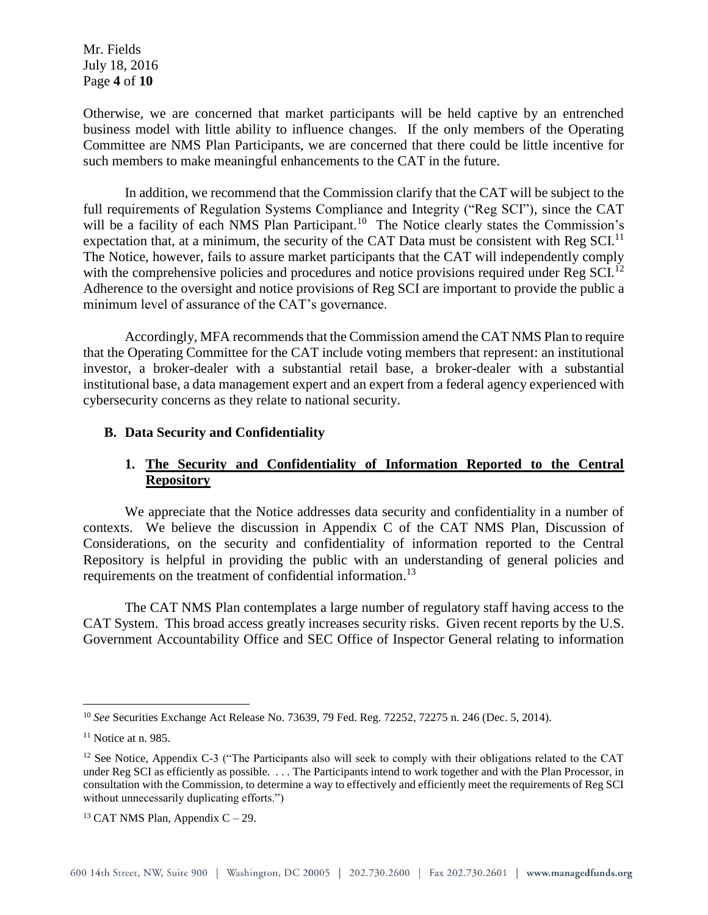Otherwise, we are concerned that market participants will be held captive by an entrenched business model with little ability to influence changes. If the only members of the Operating Committee are NMS Plan Participants, we are concerned that there could be little incentive for such members to make meaningful enhancements to the CAT in the future.

In addition, we recommend that the Commission clarify that the CAT will be subject to the full requirements of Regulation Systems Compliance and Integrity ("Reg SCI"), since the CAT will be a facility of each NMS Plan Participant.[10] The Notice clearly states the Commission's expectation that, at a minimum, the security of the CAT Data must be consistent with Reg SCI.[11] The Notice, however, fails to assure market participants that the CAT will independently comply with the comprehensive policies and procedures and notice provisions required under Reg SCI.[12] Adherence to the oversight and notice provisions of Reg SCI are important to provide the public a minimum level of assurance of the CAT's governance.

Accordingly, MFA recommends that the Commission amend the CAT NMS Plan to require that the Operating Committee for the CAT include voting members that represent: an institutional investor, a broker-dealer with a substantial retail base, a broker-dealer with a substantial institutional base, a data management expert and an expert from a federal agency experienced with cybersecurity concerns as they relate to national security.

### B. Data Security and Confidentiality

#### 1. <u>The Security and Confidentiality of Information Reported to the Central Repository</u>

We appreciate that the Notice addresses data security and confidentiality in a number of contexts. We believe the discussion in Appendix C of the CAT NMS Plan, Discussion of Considerations, on the security and confidentiality of information reported to the Central Repository is helpful in providing the public with an understanding of general policies and requirements on the treatment of confidential information.[13]

The CAT NMS Plan contemplates a large number of regulatory staff having access to the CAT System. This broad access greatly increases security risks. Given recent reports by the U.S. Government Accountability Office and SEC Office of Inspector General relating to information

---

[10] *See* Securities Exchange Act Release No. 73639, 79 Fed. Reg. 72252, 72275 n. 246 (Dec. 5, 2014).

[11] Notice at n. 985.

[12] See Notice, Appendix C-3 ("The Participants also will seek to comply with their obligations related to the CAT under Reg SCI as efficiently as possible. . . . The Participants intend to work together and with the Plan Processor, in consultation with the Commission, to determine a way to effectively and efficiently meet the requirements of Reg SCI without unnecessarily duplicating efforts.")

[13] CAT NMS Plan, Appendix C – 29.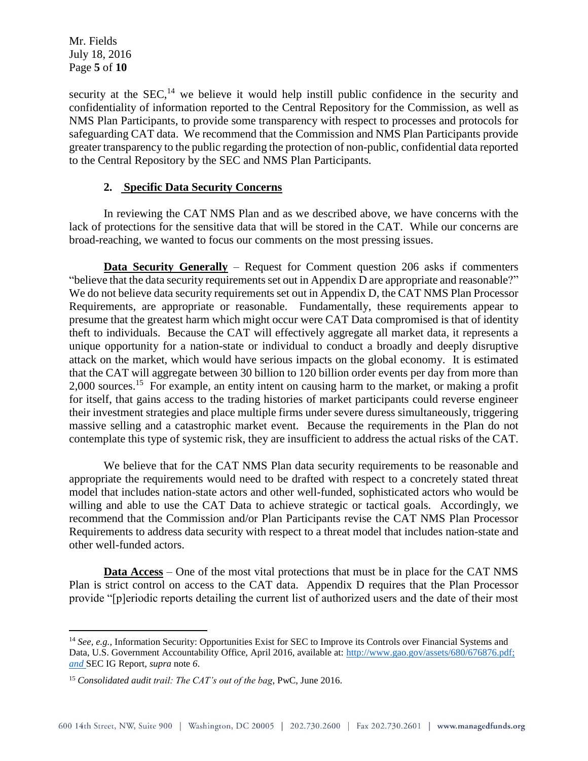security at the SEC,[14] we believe it would help instill public confidence in the security and confidentiality of information reported to the Central Repository for the Commission, as well as NMS Plan Participants, to provide some transparency with respect to processes and protocols for safeguarding CAT data. We recommend that the Commission and NMS Plan Participants provide greater transparency to the public regarding the protection of non-public, confidential data reported to the Central Repository by the SEC and NMS Plan Participants.

### 2. Specific Data Security Concerns

In reviewing the CAT NMS Plan and as we described above, we have concerns with the lack of protections for the sensitive data that will be stored in the CAT. While our concerns are broad-reaching, we wanted to focus our comments on the most pressing issues.

**Data Security Generally** – Request for Comment question 206 asks if commenters "believe that the data security requirements set out in Appendix D are appropriate and reasonable?" We do not believe data security requirements set out in Appendix D, the CAT NMS Plan Processor Requirements, are appropriate or reasonable. Fundamentally, these requirements appear to presume that the greatest harm which might occur were CAT Data compromised is that of identity theft to individuals. Because the CAT will effectively aggregate all market data, it represents a unique opportunity for a nation-state or individual to conduct a broadly and deeply disruptive attack on the market, which would have serious impacts on the global economy. It is estimated that the CAT will aggregate between 30 billion to 120 billion order events per day from more than 2,000 sources.[15] For example, an entity intent on causing harm to the market, or making a profit for itself, that gains access to the trading histories of market participants could reverse engineer their investment strategies and place multiple firms under severe duress simultaneously, triggering massive selling and a catastrophic market event. Because the requirements in the Plan do not contemplate this type of systemic risk, they are insufficient to address the actual risks of the CAT.

We believe that for the CAT NMS Plan data security requirements to be reasonable and appropriate the requirements would need to be drafted with respect to a concretely stated threat model that includes nation-state actors and other well-funded, sophisticated actors who would be willing and able to use the CAT Data to achieve strategic or tactical goals. Accordingly, we recommend that the Commission and/or Plan Participants revise the CAT NMS Plan Processor Requirements to address data security with respect to a threat model that includes nation-state and other well-funded actors.

**Data Access** – One of the most vital protections that must be in place for the CAT NMS Plan is strict control on access to the CAT data. Appendix D requires that the Plan Processor provide "[p]eriodic reports detailing the current list of authorized users and the date of their most

---

[14] *See, e.g.*, Information Security: Opportunities Exist for SEC to Improve its Controls over Financial Systems and Data, U.S. Government Accountability Office, April 2016, available at: http://www.gao.gov/assets/680/676876.pdf; *and* SEC IG Report, *supra* note *6*.

[15] *Consolidated audit trail: The CAT's out of the bag*, PwC, June 2016.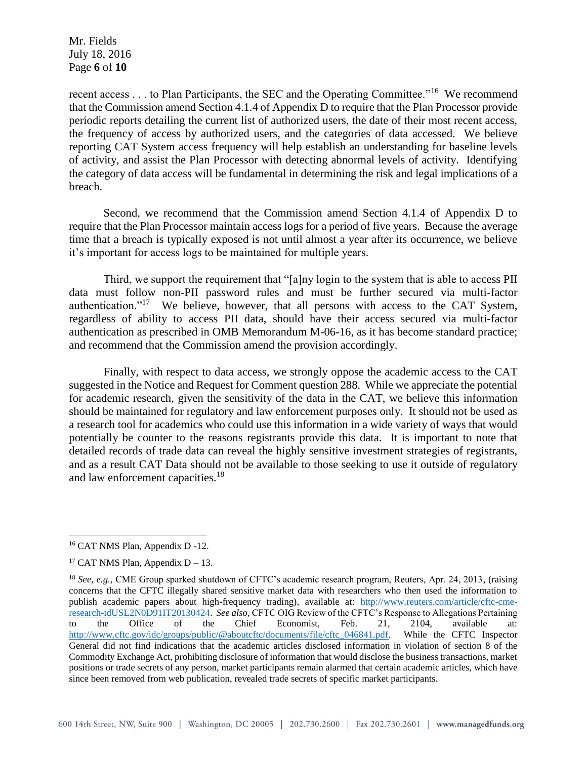recent access . . . to Plan Participants, the SEC and the Operating Committee."[16] We recommend that the Commission amend Section 4.1.4 of Appendix D to require that the Plan Processor provide periodic reports detailing the current list of authorized users, the date of their most recent access, the frequency of access by authorized users, and the categories of data accessed. We believe reporting CAT System access frequency will help establish an understanding for baseline levels of activity, and assist the Plan Processor with detecting abnormal levels of activity. Identifying the category of data access will be fundamental in determining the risk and legal implications of a breach.

Second, we recommend that the Commission amend Section 4.1.4 of Appendix D to require that the Plan Processor maintain access logs for a period of five years. Because the average time that a breach is typically exposed is not until almost a year after its occurrence, we believe it's important for access logs to be maintained for multiple years.

Third, we support the requirement that "[a]ny login to the system that is able to access PII data must follow non-PII password rules and must be further secured via multi-factor authentication."[17] We believe, however, that all persons with access to the CAT System, regardless of ability to access PII data, should have their access secured via multi-factor authentication as prescribed in OMB Memorandum M-06-16, as it has become standard practice; and recommend that the Commission amend the provision accordingly.

Finally, with respect to data access, we strongly oppose the academic access to the CAT suggested in the Notice and Request for Comment question 288. While we appreciate the potential for academic research, given the sensitivity of the data in the CAT, we believe this information should be maintained for regulatory and law enforcement purposes only. It should not be used as a research tool for academics who could use this information in a wide variety of ways that would potentially be counter to the reasons registrants provide this data. It is important to note that detailed records of trade data can reveal the highly sensitive investment strategies of registrants, and as a result CAT Data should not be available to those seeking to use it outside of regulatory and law enforcement capacities.[18]

---

[16] CAT NMS Plan, Appendix D -12.

[17] CAT NMS Plan, Appendix D – 13.

[18] *See, e.g.,* CME Group sparked shutdown of CFTC's academic research program, Reuters, Apr. 24, 2013, (raising concerns that the CFTC illegally shared sensitive market data with researchers who then used the information to publish academic papers about high-frequency trading), available at: http://www.reuters.com/article/cftc-cme-research-idUSL2N0D91IT20130424. *See also,* CFTC OIG Review of the CFTC's Response to Allegations Pertaining to the Office of the Chief Economist, Feb. 21, 2104, available at: http://www.cftc.gov/idc/groups/public/@aboutcftc/documents/file/cftc_046841.pdf. While the CFTC Inspector General did not find indications that the academic articles disclosed information in violation of section 8 of the Commodity Exchange Act, prohibiting disclosure of information that would disclose the business transactions, market positions or trade secrets of any person, market participants remain alarmed that certain academic articles, which have since been removed from web publication, revealed trade secrets of specific market participants.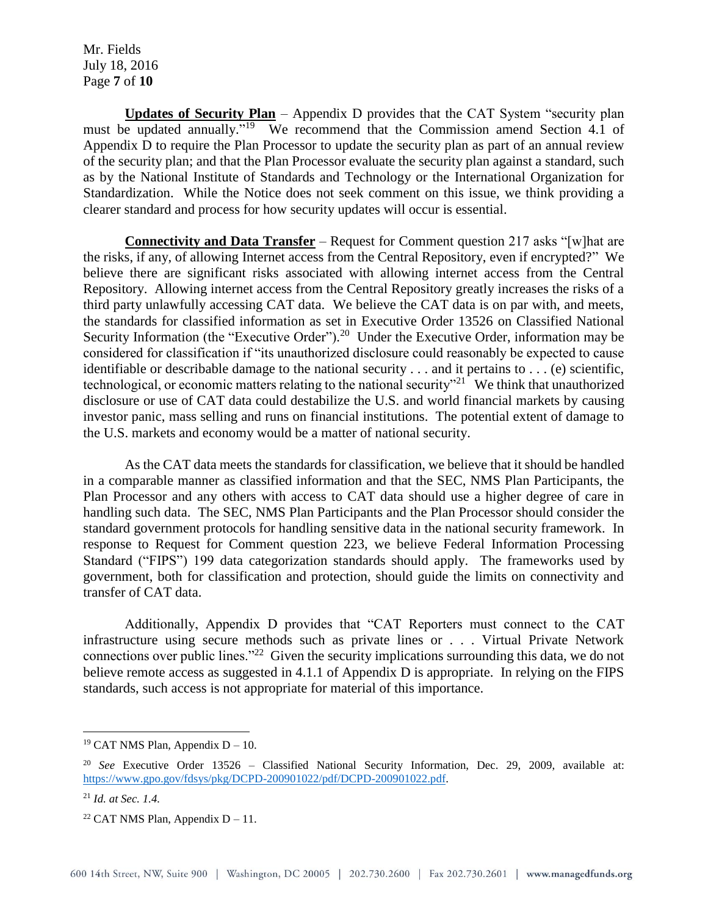**Updates of Security Plan** – Appendix D provides that the CAT System "security plan must be updated annually."[19] We recommend that the Commission amend Section 4.1 of Appendix D to require the Plan Processor to update the security plan as part of an annual review of the security plan; and that the Plan Processor evaluate the security plan against a standard, such as by the National Institute of Standards and Technology or the International Organization for Standardization. While the Notice does not seek comment on this issue, we think providing a clearer standard and process for how security updates will occur is essential.

**Connectivity and Data Transfer** – Request for Comment question 217 asks "[w]hat are the risks, if any, of allowing Internet access from the Central Repository, even if encrypted?" We believe there are significant risks associated with allowing internet access from the Central Repository. Allowing internet access from the Central Repository greatly increases the risks of a third party unlawfully accessing CAT data. We believe the CAT data is on par with, and meets, the standards for classified information as set in Executive Order 13526 on Classified National Security Information (the "Executive Order").[20] Under the Executive Order, information may be considered for classification if "its unauthorized disclosure could reasonably be expected to cause identifiable or describable damage to the national security . . . and it pertains to . . . (e) scientific, technological, or economic matters relating to the national security"[21] We think that unauthorized disclosure or use of CAT data could destabilize the U.S. and world financial markets by causing investor panic, mass selling and runs on financial institutions. The potential extent of damage to the U.S. markets and economy would be a matter of national security.

As the CAT data meets the standards for classification, we believe that it should be handled in a comparable manner as classified information and that the SEC, NMS Plan Participants, the Plan Processor and any others with access to CAT data should use a higher degree of care in handling such data. The SEC, NMS Plan Participants and the Plan Processor should consider the standard government protocols for handling sensitive data in the national security framework. In response to Request for Comment question 223, we believe Federal Information Processing Standard ("FIPS") 199 data categorization standards should apply. The frameworks used by government, both for classification and protection, should guide the limits on connectivity and transfer of CAT data.

Additionally, Appendix D provides that "CAT Reporters must connect to the CAT infrastructure using secure methods such as private lines or . . . Virtual Private Network connections over public lines."[22] Given the security implications surrounding this data, we do not believe remote access as suggested in 4.1.1 of Appendix D is appropriate. In relying on the FIPS standards, such access is not appropriate for material of this importance.

---

[19] CAT NMS Plan, Appendix D – 10.

[20] *See* Executive Order 13526 – Classified National Security Information, Dec. 29, 2009, available at: https://www.gpo.gov/fdsys/pkg/DCPD-200901022/pdf/DCPD-200901022.pdf.

[21] *Id. at Sec. 1.4.*

[22] CAT NMS Plan, Appendix D – 11.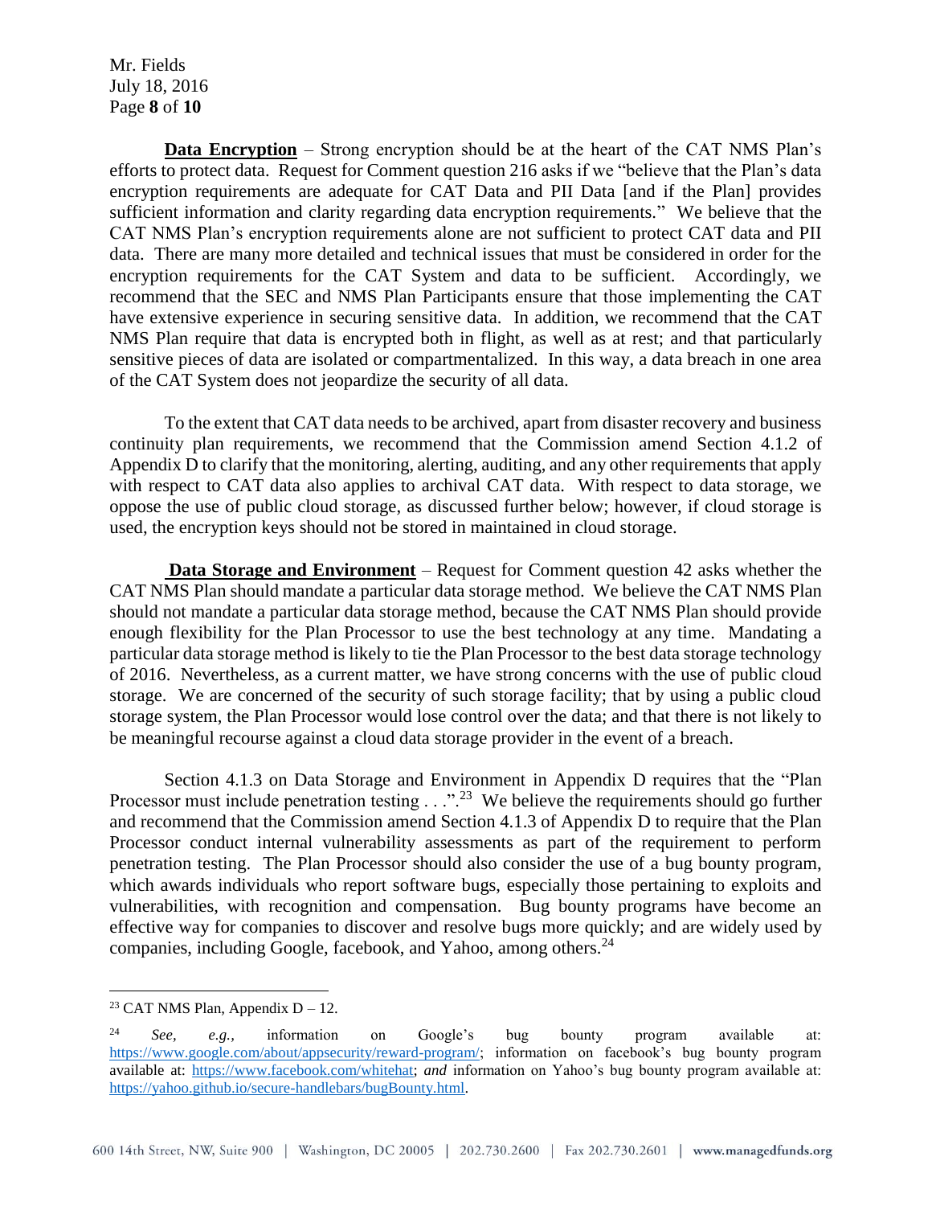**Data Encryption** – Strong encryption should be at the heart of the CAT NMS Plan's efforts to protect data. Request for Comment question 216 asks if we "believe that the Plan's data encryption requirements are adequate for CAT Data and PII Data [and if the Plan] provides sufficient information and clarity regarding data encryption requirements." We believe that the CAT NMS Plan's encryption requirements alone are not sufficient to protect CAT data and PII data. There are many more detailed and technical issues that must be considered in order for the encryption requirements for the CAT System and data to be sufficient. Accordingly, we recommend that the SEC and NMS Plan Participants ensure that those implementing the CAT have extensive experience in securing sensitive data. In addition, we recommend that the CAT NMS Plan require that data is encrypted both in flight, as well as at rest; and that particularly sensitive pieces of data are isolated or compartmentalized. In this way, a data breach in one area of the CAT System does not jeopardize the security of all data.

To the extent that CAT data needs to be archived, apart from disaster recovery and business continuity plan requirements, we recommend that the Commission amend Section 4.1.2 of Appendix D to clarify that the monitoring, alerting, auditing, and any other requirements that apply with respect to CAT data also applies to archival CAT data. With respect to data storage, we oppose the use of public cloud storage, as discussed further below; however, if cloud storage is used, the encryption keys should not be stored in maintained in cloud storage.

**Data Storage and Environment** – Request for Comment question 42 asks whether the CAT NMS Plan should mandate a particular data storage method. We believe the CAT NMS Plan should not mandate a particular data storage method, because the CAT NMS Plan should provide enough flexibility for the Plan Processor to use the best technology at any time. Mandating a particular data storage method is likely to tie the Plan Processor to the best data storage technology of 2016. Nevertheless, as a current matter, we have strong concerns with the use of public cloud storage. We are concerned of the security of such storage facility; that by using a public cloud storage system, the Plan Processor would lose control over the data; and that there is not likely to be meaningful recourse against a cloud data storage provider in the event of a breach.

Section 4.1.3 on Data Storage and Environment in Appendix D requires that the "Plan Processor must include penetration testing . . .".[23] We believe the requirements should go further and recommend that the Commission amend Section 4.1.3 of Appendix D to require that the Plan Processor conduct internal vulnerability assessments as part of the requirement to perform penetration testing. The Plan Processor should also consider the use of a bug bounty program, which awards individuals who report software bugs, especially those pertaining to exploits and vulnerabilities, with recognition and compensation. Bug bounty programs have become an effective way for companies to discover and resolve bugs more quickly; and are widely used by companies, including Google, facebook, and Yahoo, among others.[24]

---

[23] CAT NMS Plan, Appendix D – 12.

[24] *See, e.g.,* information on Google's bug bounty program available at: https://www.google.com/about/appsecurity/reward-program/; information on facebook's bug bounty program available at: https://www.facebook.com/whitehat; *and* information on Yahoo's bug bounty program available at: https://yahoo.github.io/secure-handlebars/bugBounty.html.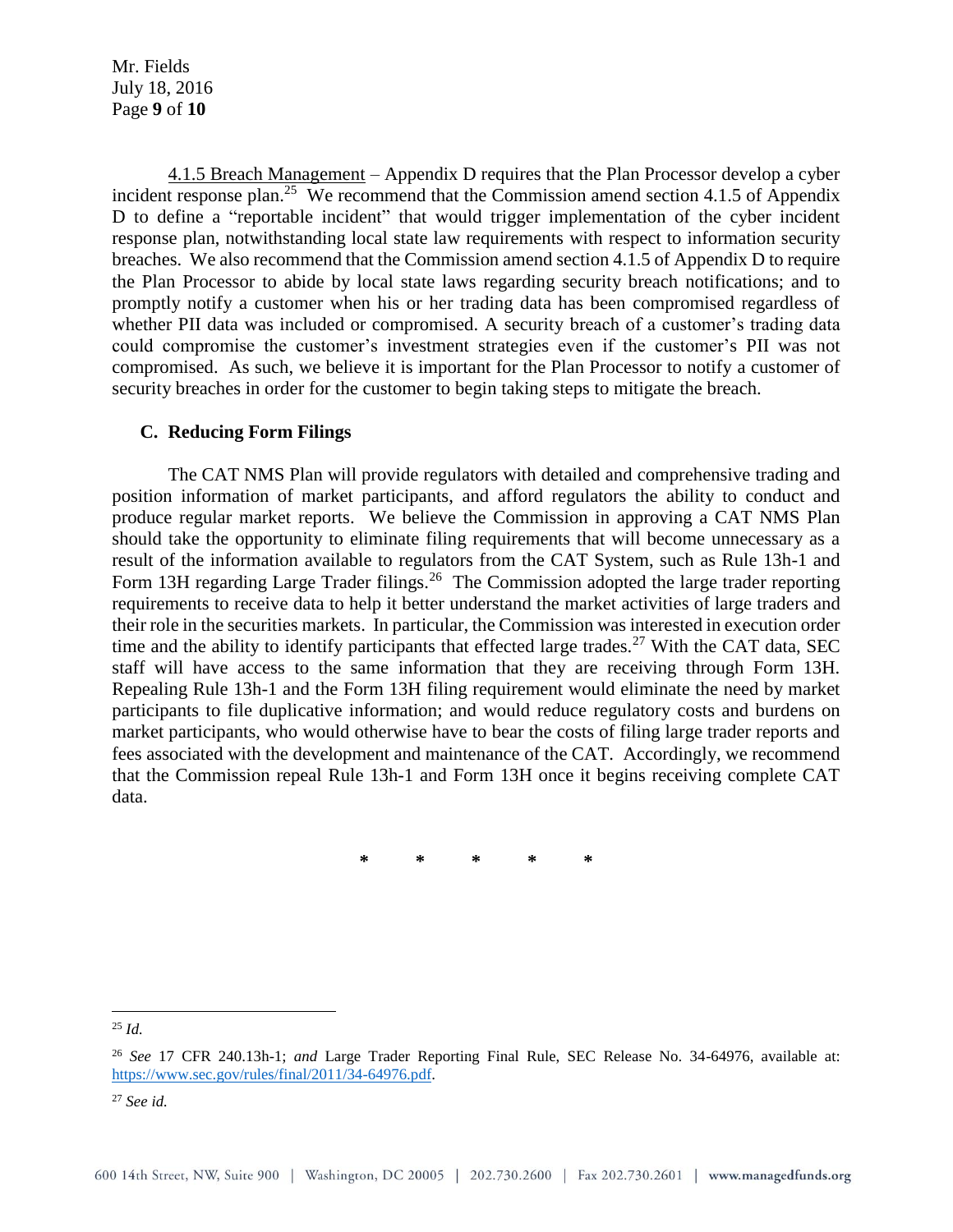4.1.5 Breach Management – Appendix D requires that the Plan Processor develop a cyber incident response plan.[25] We recommend that the Commission amend section 4.1.5 of Appendix D to define a "reportable incident" that would trigger implementation of the cyber incident response plan, notwithstanding local state law requirements with respect to information security breaches. We also recommend that the Commission amend section 4.1.5 of Appendix D to require the Plan Processor to abide by local state laws regarding security breach notifications; and to promptly notify a customer when his or her trading data has been compromised regardless of whether PII data was included or compromised. A security breach of a customer's trading data could compromise the customer's investment strategies even if the customer's PII was not compromised. As such, we believe it is important for the Plan Processor to notify a customer of security breaches in order for the customer to begin taking steps to mitigate the breach.

### C. Reducing Form Filings

The CAT NMS Plan will provide regulators with detailed and comprehensive trading and position information of market participants, and afford regulators the ability to conduct and produce regular market reports. We believe the Commission in approving a CAT NMS Plan should take the opportunity to eliminate filing requirements that will become unnecessary as a result of the information available to regulators from the CAT System, such as Rule 13h-1 and Form 13H regarding Large Trader filings.[26] The Commission adopted the large trader reporting requirements to receive data to help it better understand the market activities of large traders and their role in the securities markets. In particular, the Commission was interested in execution order time and the ability to identify participants that effected large trades.[27] With the CAT data, SEC staff will have access to the same information that they are receiving through Form 13H. Repealing Rule 13h-1 and the Form 13H filing requirement would eliminate the need by market participants to file duplicative information; and would reduce regulatory costs and burdens on market participants, who would otherwise have to bear the costs of filing large trader reports and fees associated with the development and maintenance of the CAT. Accordingly, we recommend that the Commission repeal Rule 13h-1 and Form 13H once it begins receiving complete CAT data.

\* \* \* \* \*

---

[25] *Id.*

[26] *See* 17 CFR 240.13h-1; *and* Large Trader Reporting Final Rule, SEC Release No. 34-64976, available at: https://www.sec.gov/rules/final/2011/34-64976.pdf.

[27] *See id.*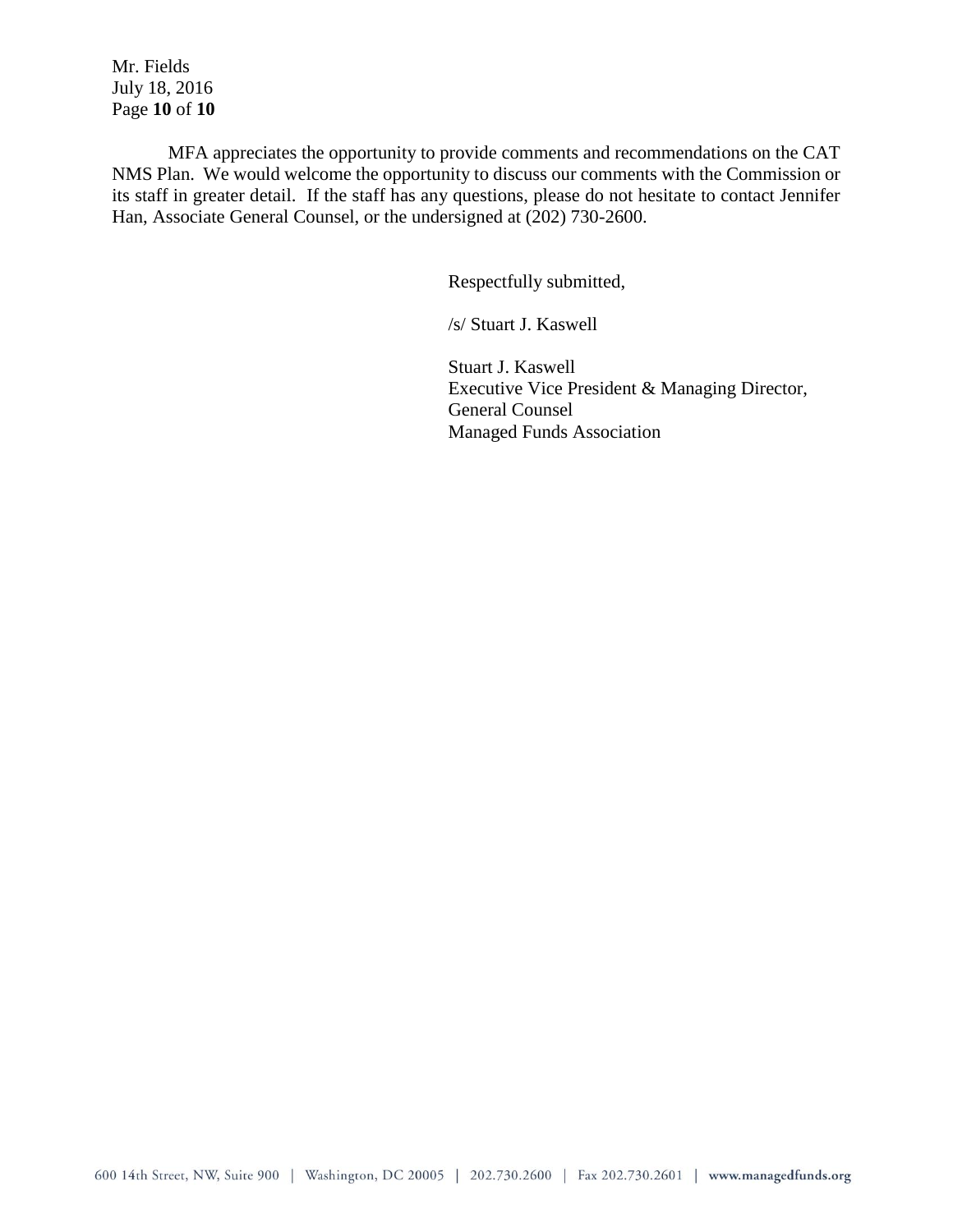MFA appreciates the opportunity to provide comments and recommendations on the CAT NMS Plan. We would welcome the opportunity to discuss our comments with the Commission or its staff in greater detail. If the staff has any questions, please do not hesitate to contact Jennifer Han, Associate General Counsel, or the undersigned at (202) 730-2600.

Respectfully submitted,

/s/ Stuart J. Kaswell

Stuart J. Kaswell
Executive Vice President & Managing Director,
General Counsel
Managed Funds Association